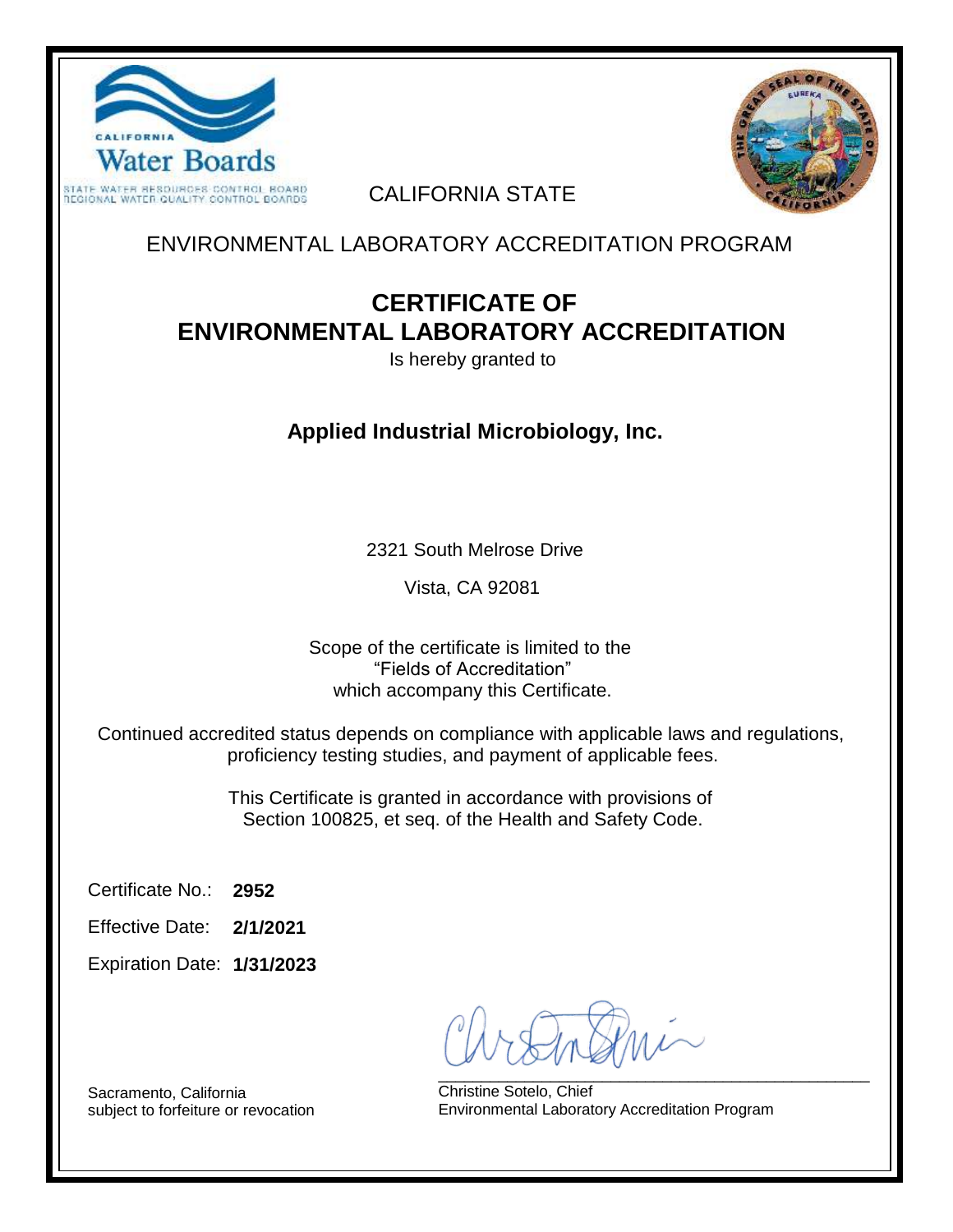CALIFORNIA Water Boards

STATE WATER RESOURCES CONTROL BOARD
REGIONAL WATER QUALITY CONTROL BOARDS

CALIFORNIA STATE

ENVIRONMENTAL LABORATORY ACCREDITATION PROGRAM

# CERTIFICATE OF ENVIRONMENTAL LABORATORY ACCREDITATION

Is hereby granted to

## Applied Industrial Microbiology, Inc.

2321 South Melrose Drive

Vista, CA 92081

Scope of the certificate is limited to the
"Fields of Accreditation"
which accompany this Certificate.

Continued accredited status depends on compliance with applicable laws and regulations, proficiency testing studies, and payment of applicable fees.

This Certificate is granted in accordance with provisions of Section 100825, et seq. of the Health and Safety Code.

Certificate No.: **2952**

Effective Date: **2/1/2021**

Expiration Date: **1/31/2023**

Sacramento, California
subject to forfeiture or revocation

Christine Sotelo, Chief
Environmental Laboratory Accreditation Program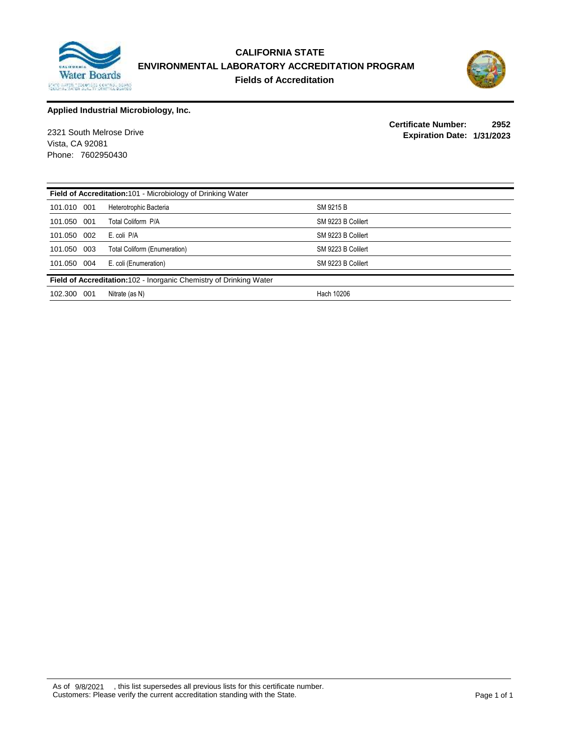# CALIFORNIA STATE
# ENVIRONMENTAL LABORATORY ACCREDITATION PROGRAM
## Fields of Accreditation

**Applied Industrial Microbiology, Inc.**

2321 South Melrose Drive
Vista, CA 92081
Phone: 7602950430

**Certificate Number:** 2952
**Expiration Date:** 1/31/2023

| | | | |
|---|---|---|---|
| **Field of Accreditation:** 101 - Microbiology of Drinking Water | | | |
| 101.010 | 001 | Heterotrophic Bacteria | SM 9215 B |
| 101.050 | 001 | Total Coliform P/A | SM 9223 B Colilert |
| 101.050 | 002 | E. coli P/A | SM 9223 B Colilert |
| 101.050 | 003 | Total Coliform (Enumeration) | SM 9223 B Colilert |
| 101.050 | 004 | E. coli (Enumeration) | SM 9223 B Colilert |
| **Field of Accreditation:** 102 - Inorganic Chemistry of Drinking Water | | | |
| 102.300 | 001 | Nitrate (as N) | Hach 10206 |

As of 9/8/2021 , this list supersedes all previous lists for this certificate number.
Customers: Please verify the current accreditation standing with the State.